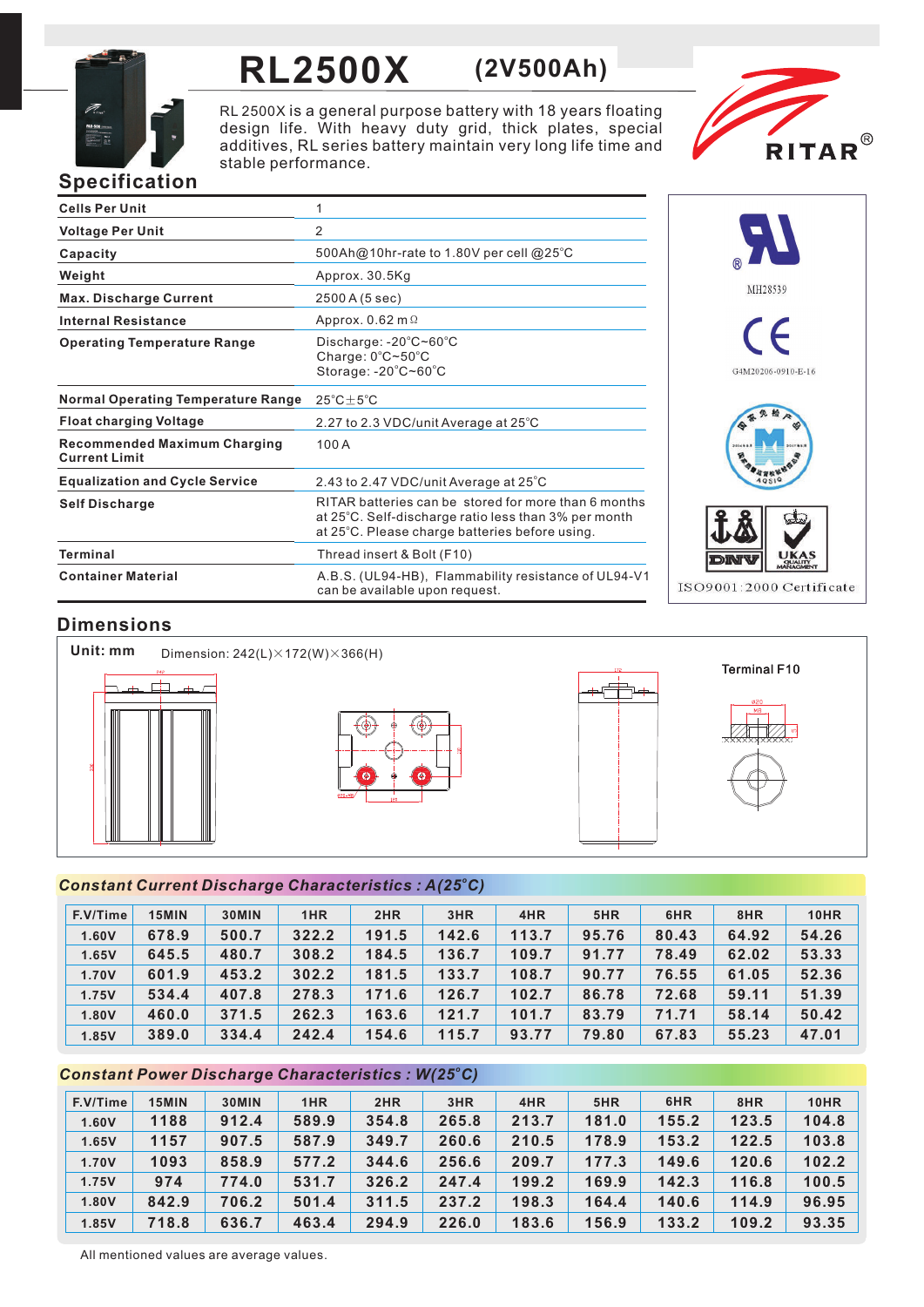# RL2500X (2V500Ah)

RL 2500X is a general purpose battery with 18 years floating design life. With heavy duty grid, thick plates, special additives, RL series battery maintain very long life time and stable performance.

RITAR®

## Specification

| | |
|---|---|
| Cells Per Unit | 1 |
| Voltage Per Unit | 2 |
| Capacity | 500Ah@10hr-rate to 1.80V per cell @25°C |
| Weight | Approx. 30.5Kg |
| Max. Discharge Current | 2500 A (5 sec) |
| Internal Resistance | Approx. 0.62 mΩ |
| Operating Temperature Range | Discharge: -20°C~60°C<br>Charge: 0°C~50°C<br>Storage: -20°C~60°C |
| Normal Operating Temperature Range | 25°C±5°C |
| Float charging Voltage | 2.27 to 2.3 VDC/unit Average at 25°C |
| Recommended Maximum Charging Current Limit | 100 A |
| Equalization and Cycle Service | 2.43 to 2.47 VDC/unit Average at 25°C |
| Self Discharge | RITAR batteries can be stored for more than 6 months at 25°C. Self-discharge ratio less than 3% per month at 25°C. Please charge batteries before using. |
| Terminal | Thread insert & Bolt (F10) |
| Container Material | A.B.S. (UL94-HB), Flammability resistance of UL94-V1 can be available upon request. |

MH28539

G4M20206-0910-E-16

ISO9001:2000 Certificate

## Dimensions

Unit: mm

Dimension: 242(L)×172(W)×366(H)

Terminal F10

## *Constant Current Discharge Characteristics : A(25°C)*

| F.V/Time | 15MIN | 30MIN | 1HR | 2HR | 3HR | 4HR | 5HR | 6HR | 8HR | 10HR |
|---|---|---|---|---|---|---|---|---|---|---|
| 1.60V | 678.9 | 500.7 | 322.2 | 191.5 | 142.6 | 113.7 | 95.76 | 80.43 | 64.92 | 54.26 |
| 1.65V | 645.5 | 480.7 | 308.2 | 184.5 | 136.7 | 109.7 | 91.77 | 78.49 | 62.02 | 53.33 |
| 1.70V | 601.9 | 453.2 | 302.2 | 181.5 | 133.7 | 108.7 | 90.77 | 76.55 | 61.05 | 52.36 |
| 1.75V | 534.4 | 407.8 | 278.3 | 171.6 | 126.7 | 102.7 | 86.78 | 72.68 | 59.11 | 51.39 |
| 1.80V | 460.0 | 371.5 | 262.3 | 163.6 | 121.7 | 101.7 | 83.79 | 71.71 | 58.14 | 50.42 |
| 1.85V | 389.0 | 334.4 | 242.4 | 154.6 | 115.7 | 93.77 | 79.80 | 67.83 | 55.23 | 47.01 |

## *Constant Power Discharge Characteristics : W(25°C)*

| F.V/Time | 15MIN | 30MIN | 1HR | 2HR | 3HR | 4HR | 5HR | 6HR | 8HR | 10HR |
|---|---|---|---|---|---|---|---|---|---|---|
| 1.60V | 1188 | 912.4 | 589.9 | 354.8 | 265.8 | 213.7 | 181.0 | 155.2 | 123.5 | 104.8 |
| 1.65V | 1157 | 907.5 | 587.9 | 349.7 | 260.6 | 210.5 | 178.9 | 153.2 | 122.5 | 103.8 |
| 1.70V | 1093 | 858.9 | 577.2 | 344.6 | 256.6 | 209.7 | 177.3 | 149.6 | 120.6 | 102.2 |
| 1.75V | 974 | 774.0 | 531.7 | 326.2 | 247.4 | 199.2 | 169.9 | 142.3 | 116.8 | 100.5 |
| 1.80V | 842.9 | 706.2 | 501.4 | 311.5 | 237.2 | 198.3 | 164.4 | 140.6 | 114.9 | 96.95 |
| 1.85V | 718.8 | 636.7 | 463.4 | 294.9 | 226.0 | 183.6 | 156.9 | 133.2 | 109.2 | 93.35 |

All mentioned values are average values.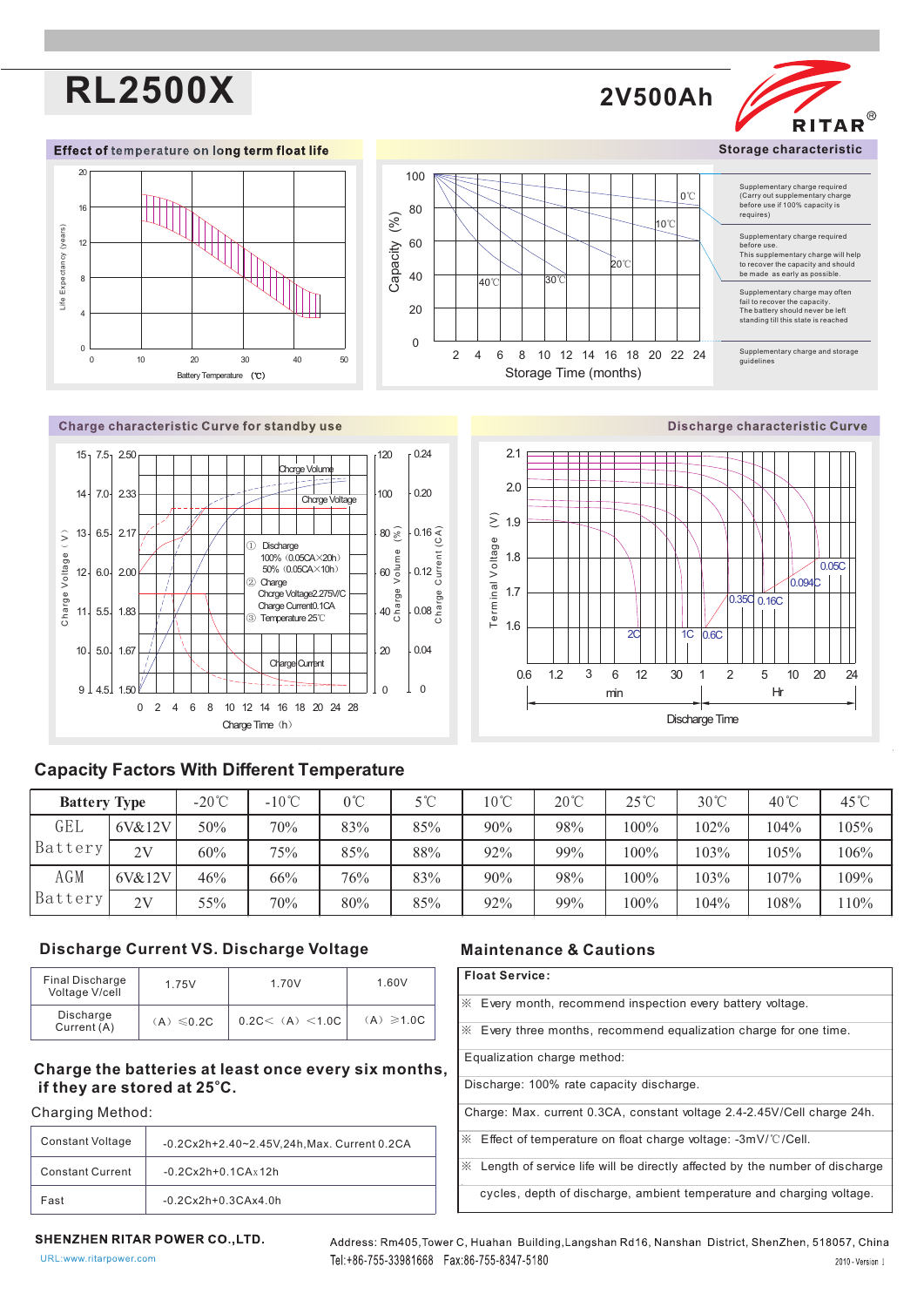# RL2500X

## 2V500Ah

RITAR®

### Effect of temperature on long term float life

Life Expectancy (years)

20
16
12
8
4
0

0 10 20 30 40 50

Battery Temperature (℃)

### Storage characteristic

Capacity (%)

100
80
60
40
20
0

2 4 6 8 10 12 14 16 18 20 22 24

Storage Time (months)

0℃
10℃
20℃
30℃
40℃

Supplementary charge required (Carry out supplementary charge before use if 100% capacity is requires)

Supplementary charge required before use. This supplementary charge will help to recover the capacity and should be made as early as possible.

Supplementary charge may often fail to recover the capacity. The battery should never be left standing till this state is reached

Supplementary charge and storage guidelines

### Charge characteristic Curve for standby use

Charge Voltage (V)

15 7.5 2.50
14 7.0 2.33
13 6.5 2.17
12 6.0 2.00
11 5.5 1.83
10 5.0 1.67
9 4.5 1.50

Charge Volume (%)

120 100 80 60 40 20 0

Charge Current (CA)

0.24 0.20 0.16 0.12 0.08 0.04 0

0 2 4 6 8 10 12 14 16 18 20 24 28

Charge Time (h)

Charge Volume

Charge Voltage

Charge Current

① Discharge
100% (0.05CA×20h)
50% (0.05CA×10h)
② Charge
Charge Voltage2.275V/C
Charge Current0.1CA
③ Temperature 25℃

### Discharge characteristic Curve

Terminal Voltage (V)

2.1
2.0
1.9
1.8
1.7
1.6

0.6 1.2 3 6 12 30 | 1 2 5 10 20 24

min | Hr

Discharge Time

2C 1C 0.6C 0.35C 0.16C 0.094C 0.05C

## Capacity Factors With Different Temperature

| Battery Type | | -20℃ | -10℃ | 0℃ | 5℃ | 10℃ | 20℃ | 25℃ | 30℃ | 40℃ | 45℃ |
|---|---|---|---|---|---|---|---|---|---|---|---|
| GEL Battery | 6V&12V | 50% | 70% | 83% | 85% | 90% | 98% | 100% | 102% | 104% | 105% |
| | 2V | 60% | 75% | 85% | 88% | 92% | 99% | 100% | 103% | 105% | 106% |
| AGM Battery | 6V&12V | 46% | 66% | 76% | 83% | 90% | 98% | 100% | 103% | 107% | 109% |
| | 2V | 55% | 70% | 80% | 85% | 92% | 99% | 100% | 104% | 108% | 110% |

## Discharge Current VS. Discharge Voltage

| Final Discharge Voltage V/cell | 1.75V | 1.70V | 1.60V |
|---|---|---|---|
| Discharge Current (A) | (A) ≤0.2C | 0.2C< (A) <1.0C | (A) ≥1.0C |

## Charge the batteries at least once every six months, if they are stored at 25°C.

Charging Method:

| | |
|---|---|
| Constant Voltage | -0.2Cx2h+2.40~2.45V,24h,Max. Current 0.2CA |
| Constant Current | -0.2Cx2h+0.1CAx12h |
| Fast | -0.2Cx2h+0.3CAx4.0h |

## Maintenance & Cautions

**Float Service:**

※ Every month, recommend inspection every battery voltage.

※ Every three months, recommend equalization charge for one time.

Equalization charge method:

Discharge: 100% rate capacity discharge.

Charge: Max. current 0.3CA, constant voltage 2.4-2.45V/Cell charge 24h.

※ Effect of temperature on float charge voltage: -3mV/℃/Cell.

※ Length of service life will be directly affected by the number of discharge cycles, depth of discharge, ambient temperature and charging voltage.

**SHENZHEN RITAR POWER CO.,LTD.**

URL:www.ritarpower.com

Address: Rm405,Tower C, Huahan Building,Langshan Rd16, Nanshan District, ShenZhen, 518057, China

Tel:+86-755-33981668 Fax:86-755-8347-5180

2010-Version 1